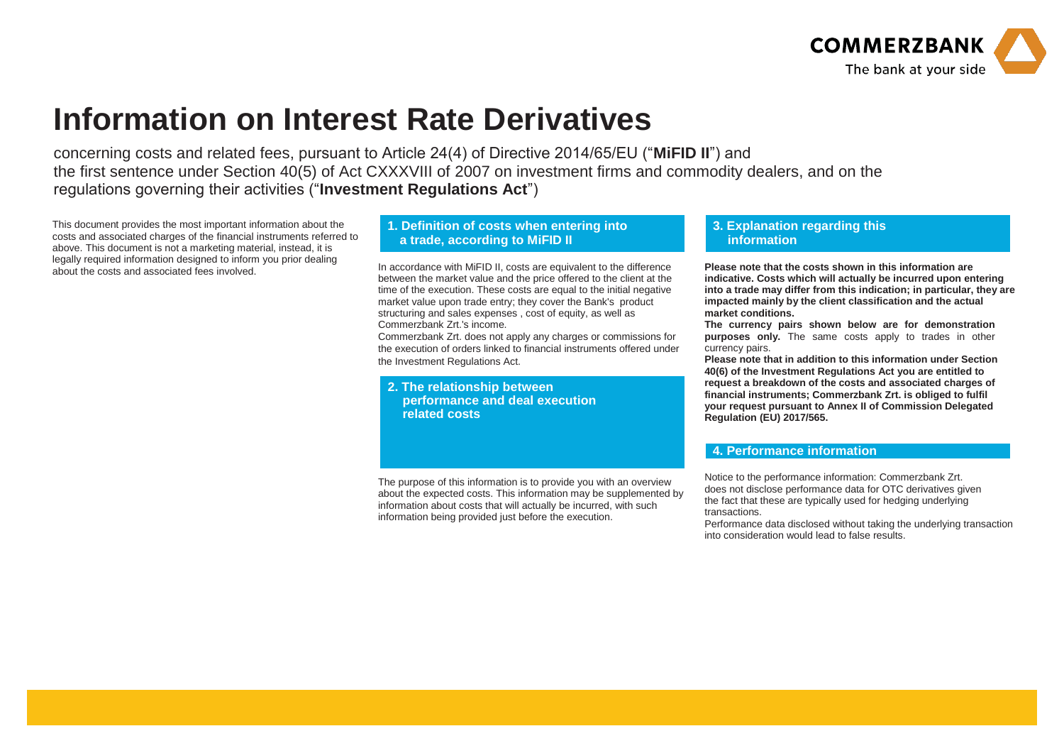# Information on Interest Rate Derivatives

concerning costs and related fees, pursuant to Article 24(4) of Directive 2014/65/EU ("**MiFID II**") and the first sentence under Section 40(5) of Act CXXXVIII of 2007 on investment firms and commodity dealers, and on the regulations governing their activities ("**Investment Regulations Act**")

This document provides the most important information about the costs and associated charges of the financial instruments referred to above. This document is not a marketing material, instead, it is legally required information designed to inform you prior dealing about the costs and associated fees involved.

## 1. Definition of costs when entering into a trade, according to MiFID II

In accordance with MiFID II, costs are equivalent to the difference between the market value and the price offered to the client at the time of the execution. These costs are equal to the initial negative market value upon trade entry; they cover the Bank's product structuring and sales expenses , cost of equity, as well as Commerzbank Zrt.'s income.

Commerzbank Zrt. does not apply any charges or commissions for the execution of orders linked to financial instruments offered under the Investment Regulations Act.

## 2. The relationship between performance and deal execution related costs

The purpose of this information is to provide you with an overview about the expected costs. This information may be supplemented by information about costs that will actually be incurred, with such information being provided just before the execution.

## 3. Explanation regarding this information

**Please note that the costs shown in this information are indicative. Costs which will actually be incurred upon entering into a trade may differ from this indication; in particular, they are impacted mainly by the client classification and the actual market conditions.**

**The currency pairs shown below are for demonstration purposes only.** The same costs apply to trades in other currency pairs.

**Please note that in addition to this information under Section 40(6) of the Investment Regulations Act you are entitled to request a breakdown of the costs and associated charges of financial instruments; Commerzbank Zrt. is obliged to fulfil your request pursuant to Annex II of Commission Delegated Regulation (EU) 2017/565.**

## 4. Performance information

Notice to the performance information: Commerzbank Zrt. does not disclose performance data for OTC derivatives given the fact that these are typically used for hedging underlying transactions.

Performance data disclosed without taking the underlying transaction into consideration would lead to false results.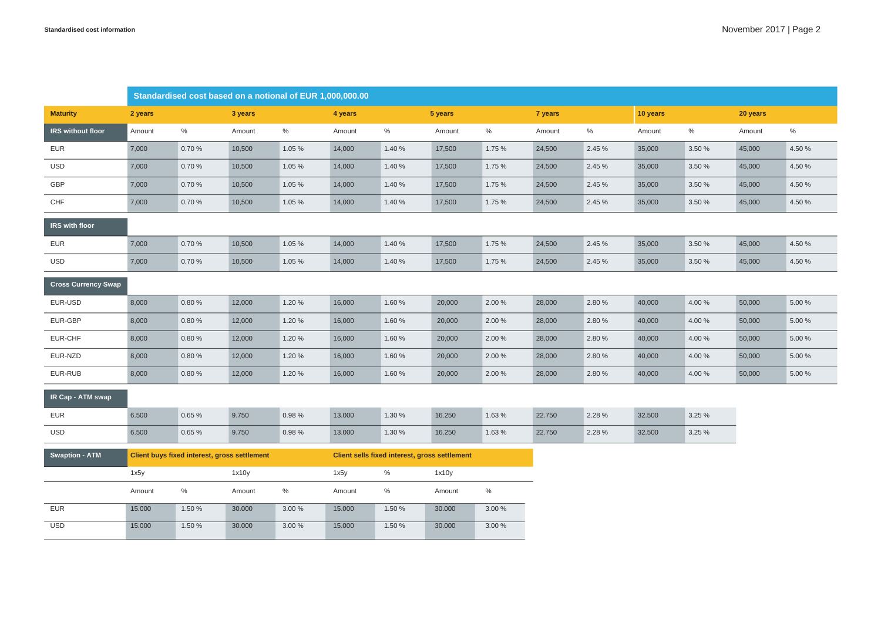| Standardised cost based on a notional of EUR 1,000,000.00 | | | | | | | | | | | | | | |
|---|---|---|---|---|---|---|---|---|---|---|---|---|---|---|
| **Maturity** | **2 years** | | **3 years** | | **4 years** | | **5 years** | | **7 years** | | **10 years** | | **20 years** | |
| **IRS without floor** | Amount | % | Amount | % | Amount | % | Amount | % | Amount | % | Amount | % | Amount | % |
| EUR | 7,000 | 0.70 % | 10,500 | 1.05 % | 14,000 | 1.40 % | 17,500 | 1.75 % | 24,500 | 2.45 % | 35,000 | 3.50 % | 45,000 | 4.50 % |
| USD | 7,000 | 0.70 % | 10,500 | 1.05 % | 14,000 | 1.40 % | 17,500 | 1.75 % | 24,500 | 2.45 % | 35,000 | 3.50 % | 45,000 | 4.50 % |
| GBP | 7,000 | 0.70 % | 10,500 | 1.05 % | 14,000 | 1.40 % | 17,500 | 1.75 % | 24,500 | 2.45 % | 35,000 | 3.50 % | 45,000 | 4.50 % |
| CHF | 7,000 | 0.70 % | 10,500 | 1.05 % | 14,000 | 1.40 % | 17,500 | 1.75 % | 24,500 | 2.45 % | 35,000 | 3.50 % | 45,000 | 4.50 % |
| **IRS with floor** | | | | | | | | | | | | | | |
| EUR | 7,000 | 0.70 % | 10,500 | 1.05 % | 14,000 | 1.40 % | 17,500 | 1.75 % | 24,500 | 2.45 % | 35,000 | 3.50 % | 45,000 | 4.50 % |
| USD | 7,000 | 0.70 % | 10,500 | 1.05 % | 14,000 | 1.40 % | 17,500 | 1.75 % | 24,500 | 2.45 % | 35,000 | 3.50 % | 45,000 | 4.50 % |
| **Cross Currency Swap** | | | | | | | | | | | | | | |
| EUR-USD | 8,000 | 0.80 % | 12,000 | 1.20 % | 16,000 | 1.60 % | 20,000 | 2.00 % | 28,000 | 2.80 % | 40,000 | 4.00 % | 50,000 | 5.00 % |
| EUR-GBP | 8,000 | 0.80 % | 12,000 | 1.20 % | 16,000 | 1.60 % | 20,000 | 2.00 % | 28,000 | 2.80 % | 40,000 | 4.00 % | 50,000 | 5.00 % |
| EUR-CHF | 8,000 | 0.80 % | 12,000 | 1.20 % | 16,000 | 1.60 % | 20,000 | 2.00 % | 28,000 | 2.80 % | 40,000 | 4.00 % | 50,000 | 5.00 % |
| EUR-NZD | 8,000 | 0.80 % | 12,000 | 1.20 % | 16,000 | 1.60 % | 20,000 | 2.00 % | 28,000 | 2.80 % | 40,000 | 4.00 % | 50,000 | 5.00 % |
| EUR-RUB | 8,000 | 0.80 % | 12,000 | 1.20 % | 16,000 | 1.60 % | 20,000 | 2.00 % | 28,000 | 2.80 % | 40,000 | 4.00 % | 50,000 | 5.00 % |
| **IR Cap - ATM swap** | | | | | | | | | | | | | | |
| EUR | 6.500 | 0.65 % | 9.750 | 0.98 % | 13.000 | 1.30 % | 16.250 | 1.63 % | 22.750 | 2.28 % | 32.500 | 3.25 % | | |
| USD | 6.500 | 0.65 % | 9.750 | 0.98 % | 13.000 | 1.30 % | 16.250 | 1.63 % | 22.750 | 2.28 % | 32.500 | 3.25 % | | |

| **Swaption - ATM** | **Client buys fixed interest, gross settlement** | | | | **Client sells fixed interest, gross settlement** | | | |
|---|---|---|---|---|---|---|---|---|
| | 1x5y | | 1x10y | | 1x5y | % | 1x10y | |
| | Amount | % | Amount | % | Amount | % | Amount | % |
| EUR | 15.000 | 1.50 % | 30.000 | 3.00 % | 15.000 | 1.50 % | 30.000 | 3.00 % |
| USD | 15.000 | 1.50 % | 30.000 | 3.00 % | 15.000 | 1.50 % | 30.000 | 3.00 % |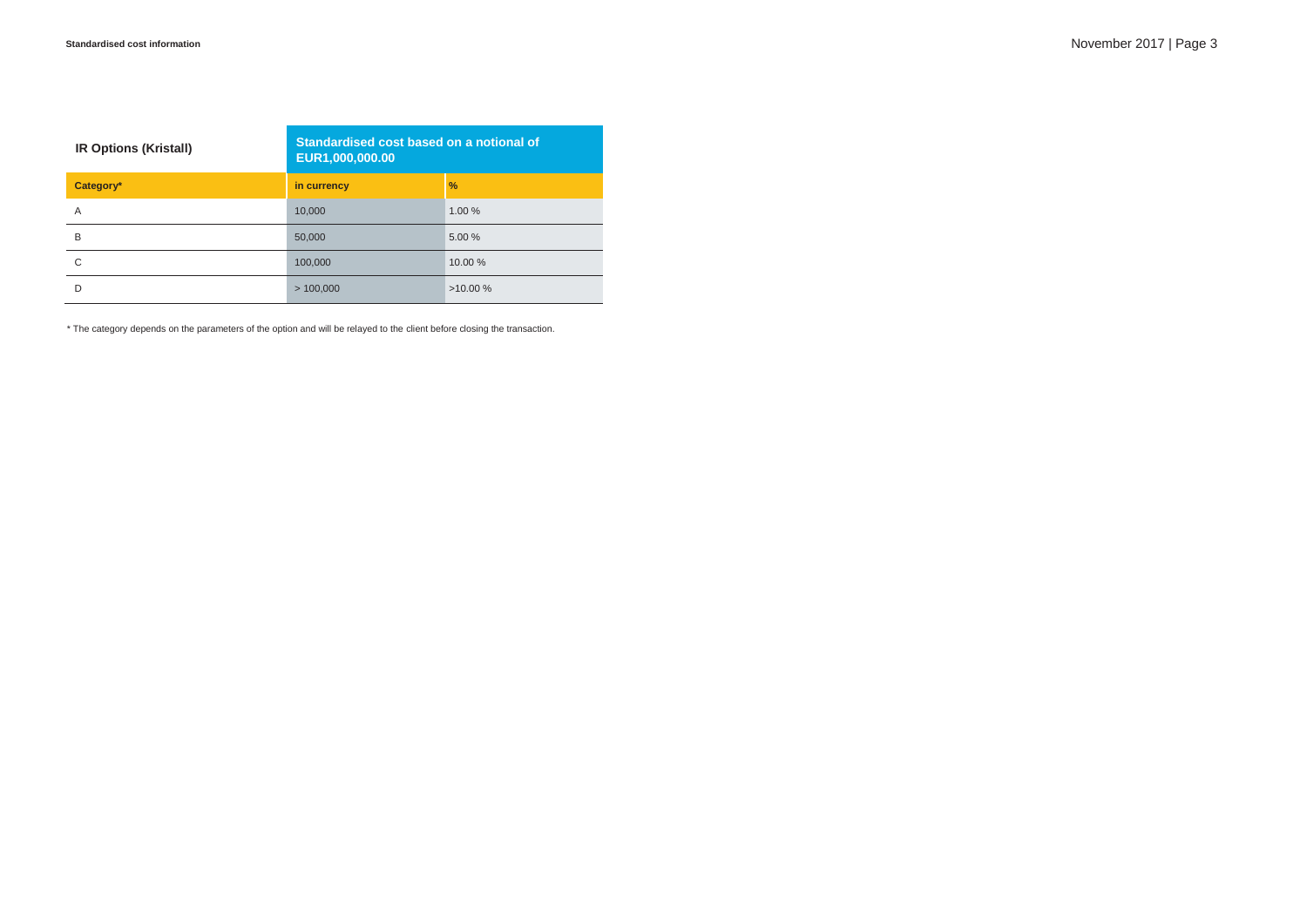| IR Options (Kristall) | Standardised cost based on a notional of EUR1,000,000.00 | |
|---|---|---|
| **Category*** | **in currency** | **%** |
| A | 10,000 | 1.00 % |
| B | 50,000 | 5.00 % |
| C | 100,000 | 10.00 % |
| D | > 100,000 | >10.00 % |

* The category depends on the parameters of the option and will be relayed to the client before closing the transaction.